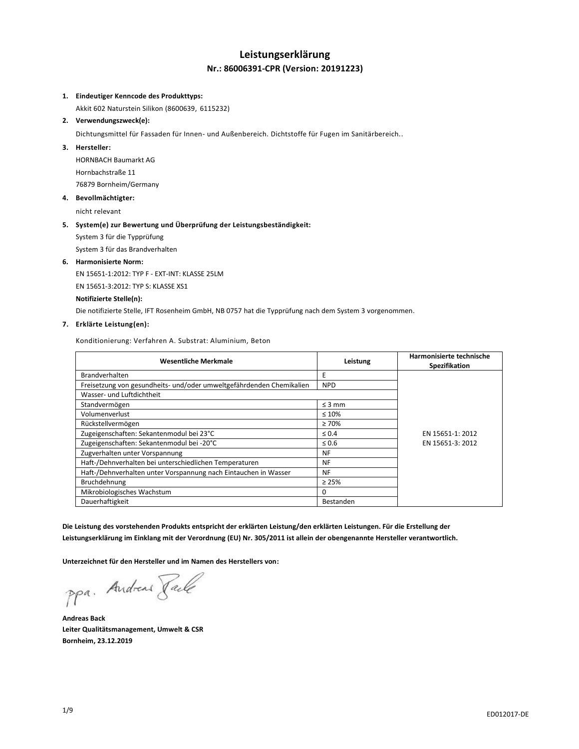# Leistungserklärung

## Nr.: 86006391-CPR (Version: 20191223)

1. **Eindeutiger Kenncode des Produkttyps:**
   Akkit 602 Naturstein Silikon (8600639, 6115232)
2. **Verwendungszweck(e):**
   Dichtungsmittel für Fassaden für Innen- und Außenbereich. Dichtstoffe für Fugen im Sanitärbereich..
3. **Hersteller:**
   HORNBACH Baumarkt AG
   Hornbachstraße 11
   76879 Bornheim/Germany
4. **Bevollmächtigter:**
   nicht relevant
5. **System(e) zur Bewertung und Überprüfung der Leistungsbeständigkeit:**
   System 3 für die Typprüfung
   System 3 für das Brandverhalten
6. **Harmonisierte Norm:**
   EN 15651-1:2012: TYP F - EXT-INT: KLASSE 25LM
   EN 15651-3:2012: TYP S: KLASSE XS1
   **Notifizierte Stelle(n):**
   Die notifizierte Stelle, IFT Rosenheim GmbH, NB 0757 hat die Typprüfung nach dem System 3 vorgenommen.
7. **Erklärte Leistung(en):**

Konditionierung: Verfahren A. Substrat: Aluminium, Beton

| Wesentliche Merkmale | Leistung | Harmonisierte technische Spezifikation |
|---|---|---|
| Brandverhalten | E | EN 15651-1: 2012<br>EN 15651-3: 2012 |
| Freisetzung von gesundheits- und/oder umweltgefährdenden Chemikalien | NPD | |
| Wasser- und Luftdichtheit | | |
| Standvermögen | ≤ 3 mm | |
| Volumenverlust | ≤ 10% | |
| Rückstellvermögen | ≥ 70% | |
| Zugeigenschaften: Sekantenmodul bei 23°C | ≤ 0.4 | |
| Zugeigenschaften: Sekantenmodul bei -20°C | ≤ 0.6 | |
| Zugverhalten unter Vorspannung | NF | |
| Haft-/Dehnverhalten bei unterschiedlichen Temperaturen | NF | |
| Haft-/Dehnverhalten unter Vorspannung nach Eintauchen in Wasser | NF | |
| Bruchdehnung | ≥ 25% | |
| Mikrobiologisches Wachstum | 0 | |
| Dauerhaftigkeit | Bestanden | |

**Die Leistung des vorstehenden Produkts entspricht der erklärten Leistung/den erklärten Leistungen. Für die Erstellung der Leistungserklärung im Einklang mit der Verordnung (EU) Nr. 305/2011 ist allein der obengenannte Hersteller verantwortlich.**

**Unterzeichnet für den Hersteller und im Namen des Herstellers von:**

ppa. Andreas Back

**Andreas Back**
**Leiter Qualitätsmanagement, Umwelt & CSR**
**Bornheim, 23.12.2019**

ED012017-DE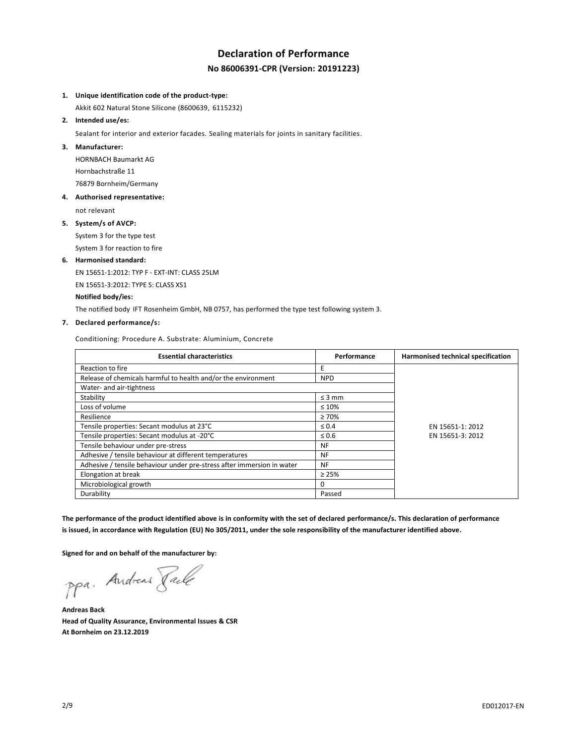# Declaration of Performance

## No 86006391-CPR (Version: 20191223)

1. **Unique identification code of the product-type:**

   Akkit 602 Natural Stone Silicone (8600639, 6115232)

2. **Intended use/es:**

   Sealant for interior and exterior facades. Sealing materials for joints in sanitary facilities.

3. **Manufacturer:**

   HORNBACH Baumarkt AG

   Hornbachstraße 11

   76879 Bornheim/Germany

4. **Authorised representative:**

   not relevant

5. **System/s of AVCP:**

   System 3 for the type test

   System 3 for reaction to fire

6. **Harmonised standard:**

   EN 15651-1:2012: TYP F - EXT-INT: CLASS 25LM

   EN 15651-3:2012: TYPE S: CLASS XS1

   **Notified body/ies:**

   The notified body IFT Rosenheim GmbH, NB 0757, has performed the type test following system 3.

7. **Declared performance/s:**

   Conditioning: Procedure A. Substrate: Aluminium, Concrete

| Essential characteristics | Performance | Harmonised technical specification |
|---|---|---|
| Reaction to fire | E | EN 15651-1: 2012<br>EN 15651-3: 2012 |
| Release of chemicals harmful to health and/or the environment | NPD | |
| Water- and air-tightness | | |
| Stability | ≤ 3 mm | |
| Loss of volume | ≤ 10% | |
| Resilience | ≥ 70% | |
| Tensile properties: Secant modulus at 23°C | ≤ 0.4 | |
| Tensile properties: Secant modulus at -20°C | ≤ 0.6 | |
| Tensile behaviour under pre-stress | NF | |
| Adhesive / tensile behaviour at different temperatures | NF | |
| Adhesive / tensile behaviour under pre-stress after immersion in water | NF | |
| Elongation at break | ≥ 25% | |
| Microbiological growth | 0 | |
| Durability | Passed | |

**The performance of the product identified above is in conformity with the set of declared performance/s. This declaration of performance is issued, in accordance with Regulation (EU) No 305/2011, under the sole responsibility of the manufacturer identified above.**

**Signed for and on behalf of the manufacturer by:**

ppa. Andreas Back

**Andreas Back**
**Head of Quality Assurance, Environmental Issues & CSR**
**At Bornheim on 23.12.2019**

ED012017-EN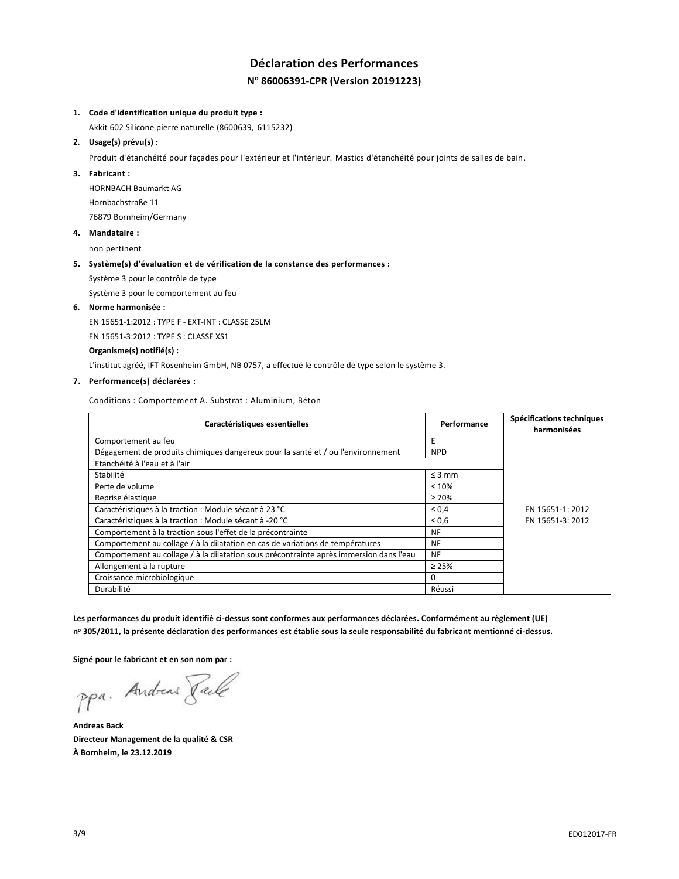# Déclaration des Performances

## N° 86006391-CPR (Version 20191223)

1. **Code d'identification unique du produit type :**

   Akkit 602 Silicone pierre naturelle (8600639, 6115232)

2. **Usage(s) prévu(s) :**

   Produit d'étanchéité pour façades pour l'extérieur et l'intérieur. Mastics d'étanchéité pour joints de salles de bain.

3. **Fabricant :**

   HORNBACH Baumarkt AG

   Hornbachstraße 11

   76879 Bornheim/Germany

4. **Mandataire :**

   non pertinent

5. **Système(s) d'évaluation et de vérification de la constance des performances :**

   Système 3 pour le contrôle de type

   Système 3 pour le comportement au feu

6. **Norme harmonisée :**

   EN 15651-1:2012 : TYPE F - EXT-INT : CLASSE 25LM

   EN 15651-3:2012 : TYPE S : CLASSE XS1

   **Organisme(s) notifié(s) :**

   L'institut agréé, IFT Rosenheim GmbH, NB 0757, a effectué le contrôle de type selon le système 3.

7. **Performance(s) déclarées :**

   Conditions : Comportement A. Substrat : Aluminium, Béton

| Caractéristiques essentielles | Performance | Spécifications techniques harmonisées |
|---|---|---|
| Comportement au feu | E | EN 15651-1: 2012<br>EN 15651-3: 2012 |
| Dégagement de produits chimiques dangereux pour la santé et / ou l'environnement | NPD | |
| Etanchéité à l'eau et à l'air | | |
| Stabilité | ≤ 3 mm | |
| Perte de volume | ≤ 10% | |
| Reprise élastique | ≥ 70% | |
| Caractéristiques à la traction : Module sécant à 23 °C | ≤ 0,4 | |
| Caractéristiques à la traction : Module sécant à -20 °C | ≤ 0,6 | |
| Comportement à la traction sous l'effet de la précontrainte | NF | |
| Comportement au collage / à la dilatation en cas de variations de températures | NF | |
| Comportement au collage / à la dilatation sous précontrainte après immersion dans l'eau | NF | |
| Allongement à la rupture | ≥ 25% | |
| Croissance microbiologique | 0 | |
| Durabilité | Réussi | |

**Les performances du produit identifié ci-dessus sont conformes aux performances déclarées. Conformément au règlement (UE) nº 305/2011, la présente déclaration des performances est établie sous la seule responsabilité du fabricant mentionné ci-dessus.**

**Signé pour le fabricant et en son nom par :**

ppa. Andreas Back

**Andreas Back**
**Directeur Management de la qualité & CSR**
**À Bornheim, le 23.12.2019**

ED012017-FR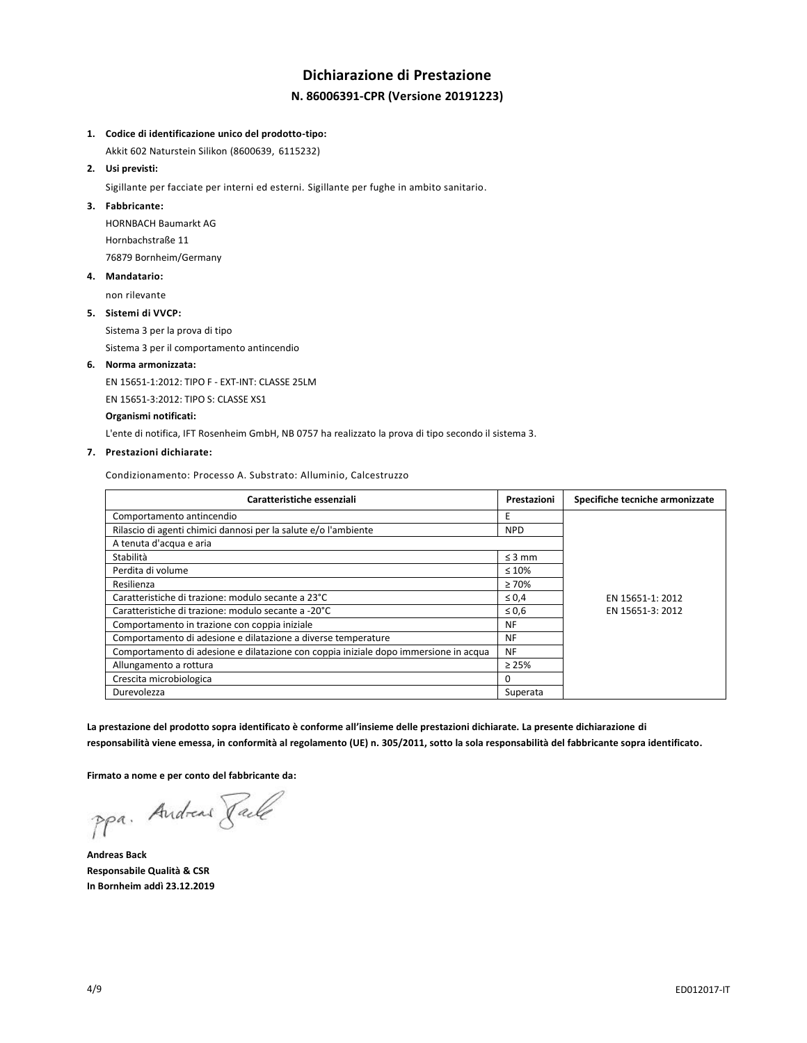# Dichiarazione di Prestazione

## N. 86006391-CPR (Versione 20191223)

1. **Codice di identificazione unico del prodotto-tipo:**

   Akkit 602 Naturstein Silikon (8600639, 6115232)

2. **Usi previsti:**

   Sigillante per facciate per interni ed esterni. Sigillante per fughe in ambito sanitario.

3. **Fabbricante:**

   HORNBACH Baumarkt AG

   Hornbachstraße 11

   76879 Bornheim/Germany

4. **Mandatario:**

   non rilevante

5. **Sistemi di VVCP:**

   Sistema 3 per la prova di tipo

   Sistema 3 per il comportamento antincendio

6. **Norma armonizzata:**

   EN 15651-1:2012: TIPO F - EXT-INT: CLASSE 25LM

   EN 15651-3:2012: TIPO S: CLASSE XS1

   **Organismi notificati:**

   L'ente di notifica, IFT Rosenheim GmbH, NB 0757 ha realizzato la prova di tipo secondo il sistema 3.

7. **Prestazioni dichiarate:**

   Condizionamento: Processo A. Substrato: Alluminio, Calcestruzzo

| Caratteristiche essenziali | Prestazioni | Specifiche tecniche armonizzate |
|---|---|---|
| Comportamento antincendio | E | EN 15651-1: 2012<br>EN 15651-3: 2012 |
| Rilascio di agenti chimici dannosi per la salute e/o l'ambiente | NPD | |
| A tenuta d'acqua e aria | | |
| Stabilità | ≤ 3 mm | |
| Perdita di volume | ≤ 10% | |
| Resilienza | ≥ 70% | |
| Caratteristiche di trazione: modulo secante a 23°C | ≤ 0,4 | |
| Caratteristiche di trazione: modulo secante a -20°C | ≤ 0,6 | |
| Comportamento in trazione con coppia iniziale | NF | |
| Comportamento di adesione e dilatazione a diverse temperature | NF | |
| Comportamento di adesione e dilatazione con coppia iniziale dopo immersione in acqua | NF | |
| Allungamento a rottura | ≥ 25% | |
| Crescita microbiologica | 0 | |
| Durevolezza | Superata | |

**La prestazione del prodotto sopra identificato è conforme all'insieme delle prestazioni dichiarate. La presente dichiarazione di responsabilità viene emessa, in conformità al regolamento (UE) n. 305/2011, sotto la sola responsabilità del fabbricante sopra identificato.**

**Firmato a nome e per conto del fabbricante da:**

ppa. Andreas Back

**Andreas Back**
**Responsabile Qualità & CSR**
**In Bornheim addì 23.12.2019**

ED012017-IT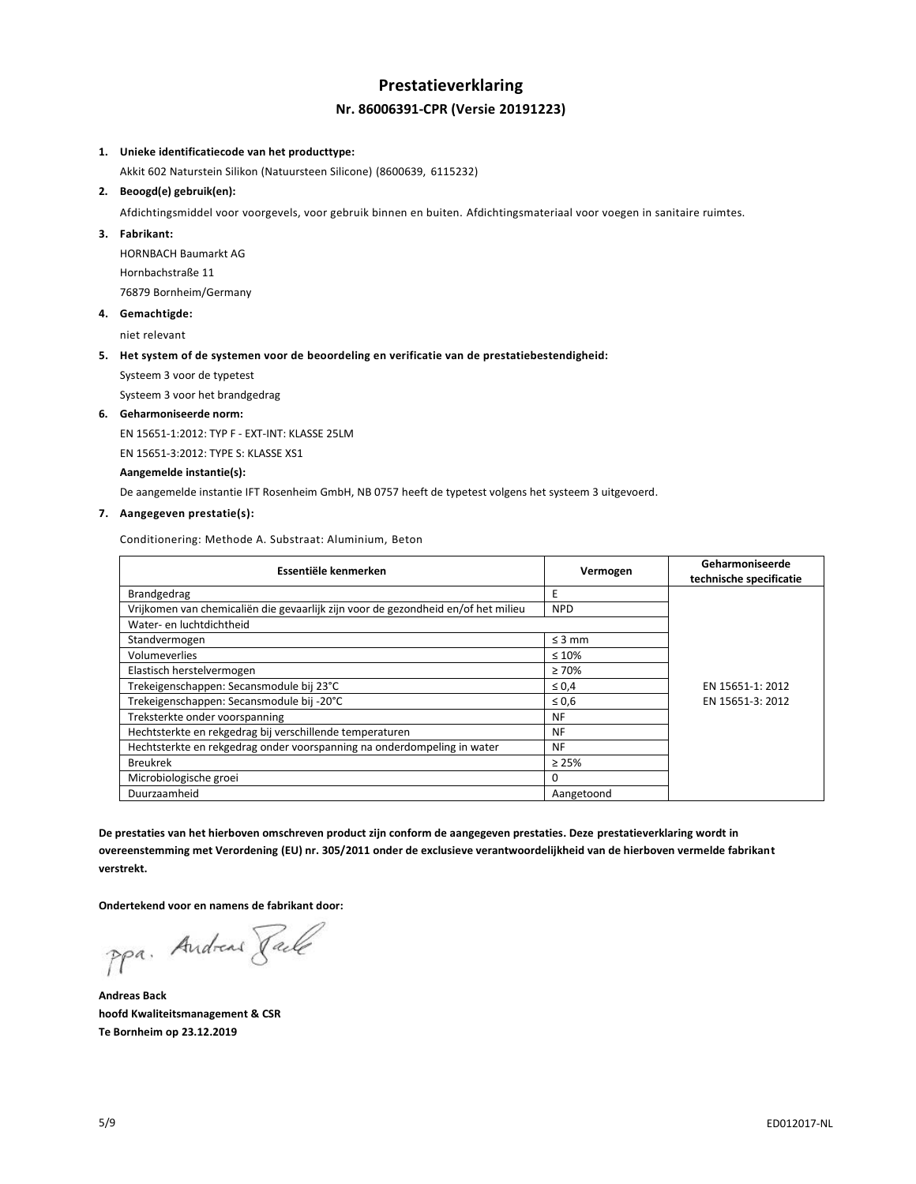# Prestatieverklaring

## Nr. 86006391-CPR (Versie 20191223)

**1. Unieke identificatiecode van het producttype:**

Akkit 602 Naturstein Silikon (Natuursteen Silicone) (8600639, 6115232)

**2. Beoogd(e) gebruik(en):**

Afdichtingsmiddel voor voorgevels, voor gebruik binnen en buiten. Afdichtingsmateriaal voor voegen in sanitaire ruimtes.

**3. Fabrikant:**

HORNBACH Baumarkt AG
Hornbachstraße 11
76879 Bornheim/Germany

**4. Gemachtigde:**

niet relevant

**5. Het system of de systemen voor de beoordeling en verificatie van de prestatiebestendigheid:**

Systeem 3 voor de typetest
Systeem 3 voor het brandgedrag

**6. Geharmoniseerde norm:**

EN 15651-1:2012: TYP F - EXT-INT: KLASSE 25LM
EN 15651-3:2012: TYPE S: KLASSE XS1

**Aangemelde instantie(s):**

De aangemelde instantie IFT Rosenheim GmbH, NB 0757 heeft de typetest volgens het systeem 3 uitgevoerd.

**7. Aangegeven prestatie(s):**

Conditionering: Methode A. Substraat: Aluminium, Beton

| Essentiële kenmerken | Vermogen | Geharmoniseerde technische specificatie |
|---|---|---|
| Brandgedrag | E | EN 15651-1: 2012<br>EN 15651-3: 2012 |
| Vrijkomen van chemicaliën die gevaarlijk zijn voor de gezondheid en/of het milieu | NPD | |
| Water- en luchtdichtheid | | |
| Standvermogen | ≤ 3 mm | |
| Volumeverlies | ≤ 10% | |
| Elastisch herstelvermogen | ≥ 70% | |
| Trekeigenschappen: Secansmodule bij 23°C | ≤ 0,4 | |
| Trekeigenschappen: Secansmodule bij -20°C | ≤ 0,6 | |
| Treksterkte onder voorspanning | NF | |
| Hechtsterkte en rekgedrag bij verschillende temperaturen | NF | |
| Hechtsterkte en rekgedrag onder voorspanning na onderdompeling in water | NF | |
| Breukrek | ≥ 25% | |
| Microbiologische groei | 0 | |
| Duurzaamheid | Aangetoond | |

**De prestaties van het hierboven omschreven product zijn conform de aangegeven prestaties. Deze prestatieverklaring wordt in overeenstemming met Verordening (EU) nr. 305/2011 onder de exclusieve verantwoordelijkheid van de hierboven vermelde fabrikant verstrekt.**

**Ondertekend voor en namens de fabrikant door:**

ppa. Andreas Back

**Andreas Back**
**hoofd Kwaliteitsmanagement & CSR**
**Te Bornheim op 23.12.2019**

ED012017-NL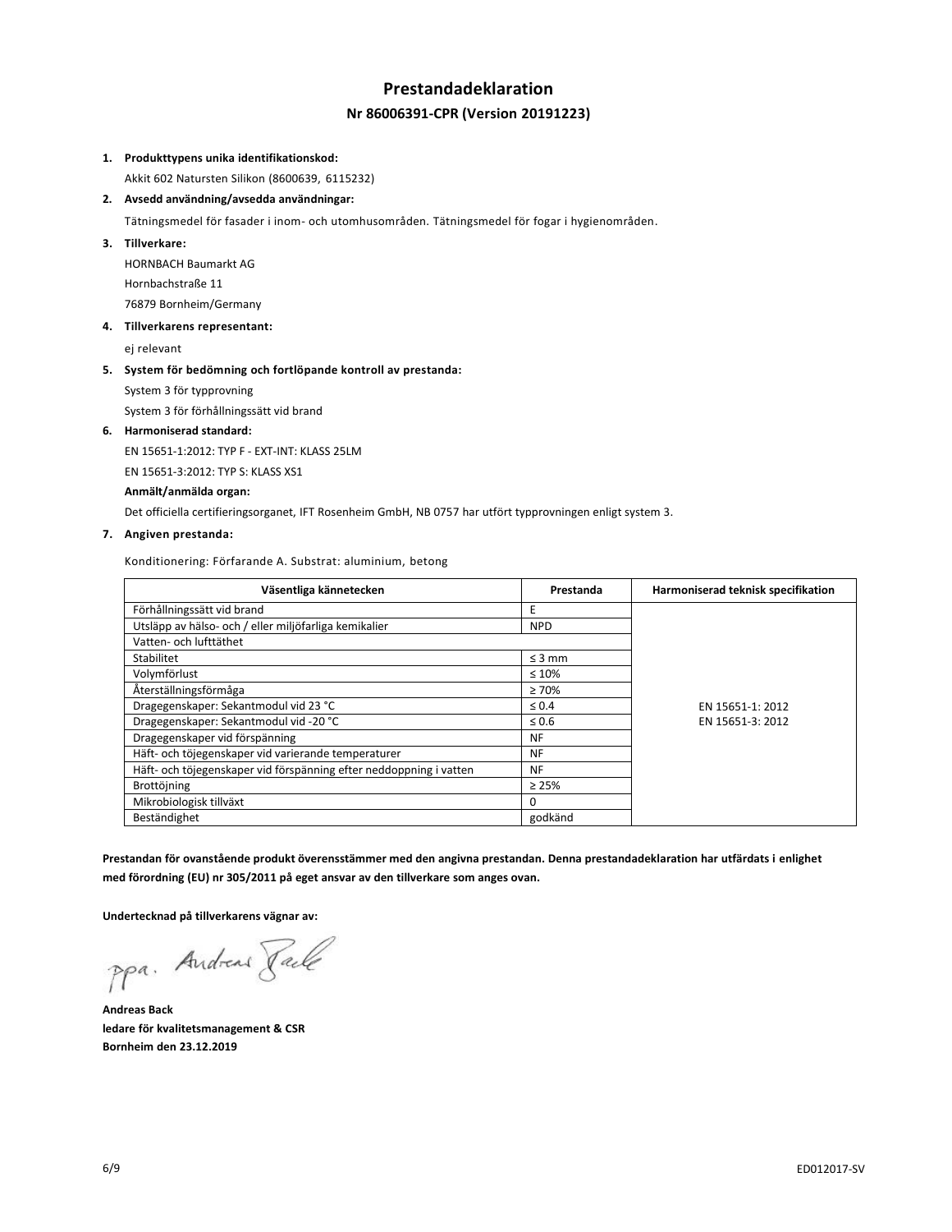# Prestandadeklaration

## Nr 86006391-CPR (Version 20191223)

1. **Produkttypens unika identifikationskod:**

   Akkit 602 Natursten Silikon (8600639, 6115232)

2. **Avsedd användning/avsedda användningar:**

   Tätningsmedel för fasader i inom- och utomhusområden. Tätningsmedel för fogar i hygienområden.

3. **Tillverkare:**

   HORNBACH Baumarkt AG

   Hornbachstraße 11

   76879 Bornheim/Germany

4. **Tillverkarens representant:**

   ej relevant

5. **System för bedömning och fortlöpande kontroll av prestanda:**

   System 3 för typprovning

   System 3 för förhållningssätt vid brand

6. **Harmoniserad standard:**

   EN 15651-1:2012: TYP F - EXT-INT: KLASS 25LM

   EN 15651-3:2012: TYP S: KLASS XS1

   **Anmält/anmälda organ:**

   Det officiella certifieringsorganet, IFT Rosenheim GmbH, NB 0757 har utfört typprovningen enligt system 3.

7. **Angiven prestanda:**

   Konditionering: Förfarande A. Substrat: aluminium, betong

| Väsentliga kännetecken | Prestanda | Harmoniserad teknisk specifikation |
|---|---|---|
| Förhållningssätt vid brand | E | EN 15651-1: 2012<br>EN 15651-3: 2012 |
| Utsläpp av hälso- och / eller miljöfarliga kemikalier | NPD | |
| Vatten- och lufttäthet | | |
| Stabilitet | ≤ 3 mm | |
| Volymförlust | ≤ 10% | |
| Återställningsförmåga | ≥ 70% | |
| Drageegenskaper: Sekantmodul vid 23 °C | ≤ 0.4 | |
| Drageegenskaper: Sekantmodul vid -20 °C | ≤ 0.6 | |
| Drageegenskaper vid förspänning | NF | |
| Häft- och töjegenskaper vid varierande temperaturer | NF | |
| Häft- och töjegenskaper vid förspänning efter neddoppning i vatten | NF | |
| Brottöjning | ≥ 25% | |
| Mikrobiologisk tillväxt | 0 | |
| Beständighet | godkänd | |

**Prestandan för ovanstående produkt överensstämmer med den angivna prestandan. Denna prestandadeklaration har utfärdats i enlighet med förordning (EU) nr 305/2011 på eget ansvar av den tillverkare som anges ovan.**

**Undertecknad på tillverkarens vägnar av:**

ppa. Andreas Back

**Andreas Back**
**ledare för kvalitetsmanagement & CSR**
**Bornheim den 23.12.2019**

ED012017-SV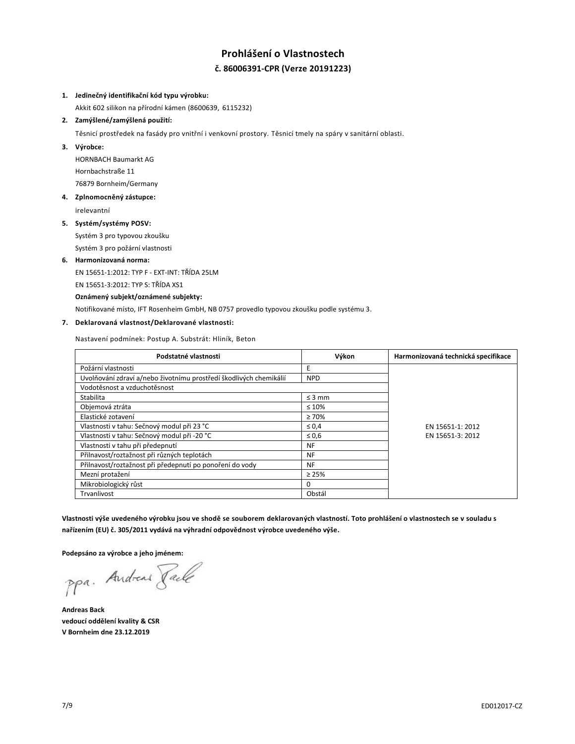# Prohlášení o Vlastnostech

## č. 86006391-CPR (Verze 20191223)

1. **Jedinečný identifikační kód typu výrobku:**

   Akkit 602 silikon na přírodní kámen (8600639, 6115232)

2. **Zamýšlené/zamýšlená použití:**

   Těsnicí prostředek na fasády pro vnitřní i venkovní prostory. Těsnicí tmely na spáry v sanitární oblasti.

3. **Výrobce:**

   HORNBACH Baumarkt AG
   Hornbachstraße 11
   76879 Bornheim/Germany

4. **Zplnomocněný zástupce:**

   irelevantní

5. **Systém/systémy POSV:**

   Systém 3 pro typovou zkoušku
   Systém 3 pro požární vlastnosti

6. **Harmonizovaná norma:**

   EN 15651-1:2012: TYP F - EXT-INT: TŘÍDA 25LM
   EN 15651-3:2012: TYP S: TŘÍDA XS1

   **Oznámený subjekt/oznámené subjekty:**

   Notifikované místo, IFT Rosenheim GmbH, NB 0757 provedlo typovou zkoušku podle systému 3.

7. **Deklarovaná vlastnost/Deklarované vlastnosti:**

   Nastavení podmínek: Postup A. Substrát: Hliník, Beton

| Podstatné vlastnosti | Výkon | Harmonizovaná technická specifikace |
|---|---|---|
| Požární vlastnosti | E | EN 15651-1: 2012<br>EN 15651-3: 2012 |
| Uvolňování zdraví a/nebo životnímu prostředí škodlivých chemikálií | NPD | |
| Vodotěsnost a vzduchotěsnost | | |
| Stabilita | ≤ 3 mm | |
| Objemová ztráta | ≤ 10% | |
| Elastické zotavení | ≥ 70% | |
| Vlastnosti v tahu: Sečnový modul při 23 °C | ≤ 0,4 | |
| Vlastnosti v tahu: Sečnový modul při -20 °C | ≤ 0,6 | |
| Vlastnosti v tahu při předepnutí | NF | |
| Přilnavost/roztažnost při různých teplotách | NF | |
| Přilnavost/roztažnost při předepnutí po ponoření do vody | NF | |
| Mezní protažení | ≥ 25% | |
| Mikrobiologický růst | 0 | |
| Trvanlivost | Obstál | |

**Vlastnosti výše uvedeného výrobku jsou ve shodě se souborem deklarovaných vlastností. Toto prohlášení o vlastnostech se v souladu s nařízením (EU) č. 305/2011 vydává na výhradní odpovědnost výrobce uvedeného výše.**

**Podepsáno za výrobce a jeho jménem:**

ppa. Andreas Back

**Andreas Back**
**vedoucí oddělení kvality & CSR**
**V Bornheim dne 23.12.2019**

ED012017-CZ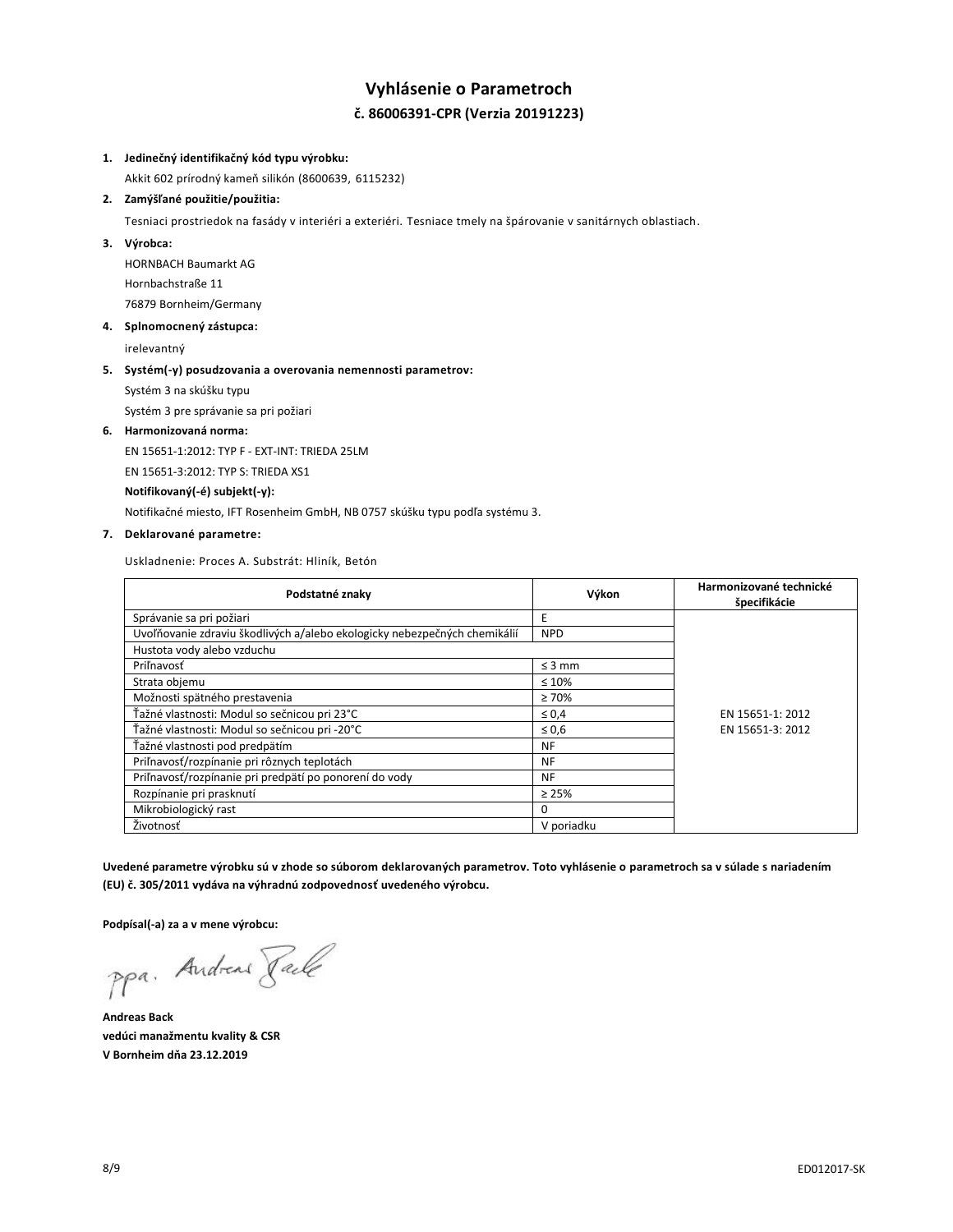# Vyhlásenie o Parametroch

## č. 86006391-CPR (Verzia 20191223)

1. **Jedinečný identifikačný kód typu výrobku:**

   Akkit 602 prírodný kameň silikón (8600639, 6115232)

2. **Zamýšľané použitie/použitia:**

   Tesniaci prostriedok na fasády v interiéri a exteriéri. Tesniace tmely na špárovanie v sanitárnych oblastiach.

3. **Výrobca:**

   HORNBACH Baumarkt AG

   Hornbachstraße 11

   76879 Bornheim/Germany

4. **Splnomocnený zástupca:**

   irelevantný

5. **Systém(-y) posudzovania a overovania nemennosti parametrov:**

   Systém 3 na skúšku typu

   Systém 3 pre správanie sa pri požiari

6. **Harmonizovaná norma:**

   EN 15651-1:2012: TYP F - EXT-INT: TRIEDA 25LM

   EN 15651-3:2012: TYP S: TRIEDA XS1

   **Notifikovaný(-é) subjekt(-y):**

   Notifikačné miesto, IFT Rosenheim GmbH, NB 0757 skúšku typu podľa systému 3.

7. **Deklarované parametre:**

   Uskladnenie: Proces A. Substrát: Hliník, Betón

| Podstatné znaky | Výkon | Harmonizované technické špecifikácie |
|---|---|---|
| Správanie sa pri požiari | E | EN 15651-1: 2012<br>EN 15651-3: 2012 |
| Uvoľňovanie zdraviu škodlivých a/alebo ekologicky nebezpečných chemikálií | NPD | |
| Hustota vody alebo vzduchu | | |
| Priľnavosť | ≤ 3 mm | |
| Strata objemu | ≤ 10% | |
| Možnosti spätného prestavenia | ≥ 70% | |
| Ťažné vlastnosti: Modul so sečnicou pri 23°C | ≤ 0,4 | |
| Ťažné vlastnosti: Modul so sečnicou pri -20°C | ≤ 0,6 | |
| Ťažné vlastnosti pod predpätím | NF | |
| Priľnavosť/rozpínanie pri rôznych teplotách | NF | |
| Priľnavosť/rozpínanie pri predpätí po ponorení do vody | NF | |
| Rozpínanie pri prasknutí | ≥ 25% | |
| Mikrobiologický rast | 0 | |
| Životnosť | V poriadku | |

**Uvedené parametre výrobku sú v zhode so súborom deklarovaných parametrov. Toto vyhlásenie o parametroch sa v súlade s nariadením (EU) č. 305/2011 vydáva na výhradnú zodpovednosť uvedeného výrobcu.**

**Podpísal(-a) za a v mene výrobcu:**

ppa. Andreas Back

**Andreas Back**
**vedúci manažmentu kvality & CSR**
**V Bornheim dňa 23.12.2019**

ED012017-SK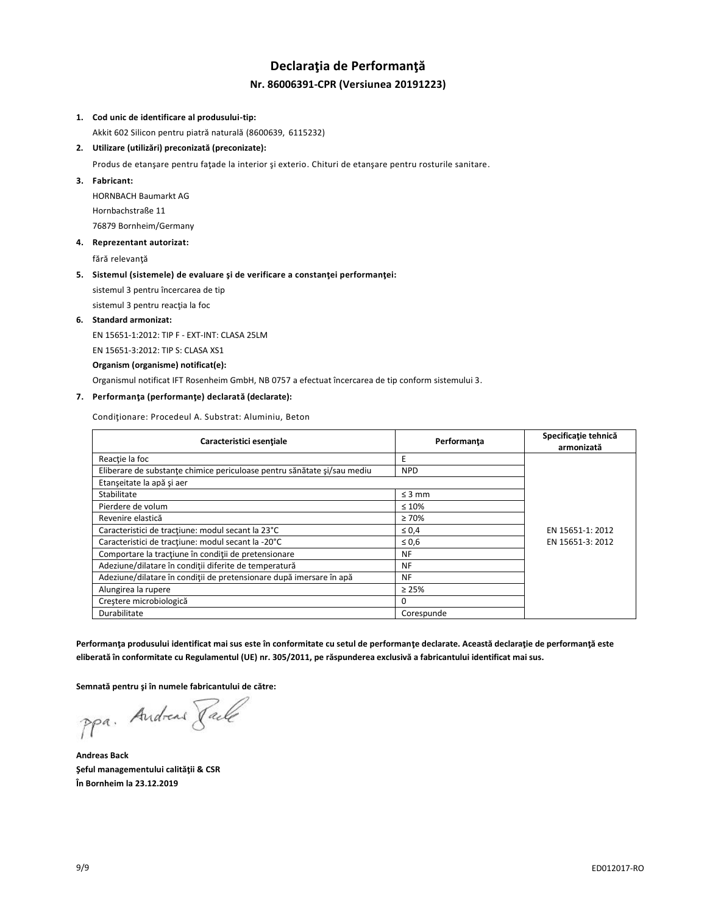# Declaraţia de Performanţă

## Nr. 86006391-CPR (Versiunea 20191223)

1. **Cod unic de identificare al produsului-tip:**

   Akkit 602 Silicon pentru piatră naturală (8600639, 6115232)

2. **Utilizare (utilizări) preconizată (preconizate):**

   Produs de etanşare pentru faţade la interior şi exterio. Chituri de etanşare pentru rosturile sanitare.

3. **Fabricant:**

   HORNBACH Baumarkt AG

   Hornbachstraße 11

   76879 Bornheim/Germany

4. **Reprezentant autorizat:**

   fără relevanţă

5. **Sistemul (sistemele) de evaluare şi de verificare a constanţei performanţei:**

   sistemul 3 pentru încercarea de tip

   sistemul 3 pentru reacţia la foc

6. **Standard armonizat:**

   EN 15651-1:2012: TIP F - EXT-INT: CLASA 25LM

   EN 15651-3:2012: TIP S: CLASA XS1

   **Organism (organisme) notificat(e):**

   Organismul notificat IFT Rosenheim GmbH, NB 0757 a efectuat încercarea de tip conform sistemului 3.

7. **Performanţa (performanţe) declarată (declarate):**

   Condiţionare: Procedeul A. Substrat: Aluminiu, Beton

| Caracteristici esenţiale | Performanţa | Specificaţie tehnică armonizată |
|---|---|---|
| Reacţie la foc | E | EN 15651-1: 2012<br>EN 15651-3: 2012 |
| Eliberare de substanţe chimice periculoase pentru sănătate şi/sau mediu | NPD | |
| Etanşeitate la apă şi aer | | |
| Stabilitate | ≤ 3 mm | |
| Pierdere de volum | ≤ 10% | |
| Revenire elastică | ≥ 70% | |
| Caracteristici de tracţiune: modul secant la 23°C | ≤ 0,4 | |
| Caracteristici de tracţiune: modul secant la -20°C | ≤ 0,6 | |
| Comportare la tracţiune în condiţii de pretensionare | NF | |
| Adeziune/dilatare în condiţii diferite de temperatură | NF | |
| Adeziune/dilatare în condiţii de pretensionare după imersare în apă | NF | |
| Alungirea la rupere | ≥ 25% | |
| Creştere microbiologică | 0 | |
| Durabilitate | Corespunde | |

**Performanţa produsului identificat mai sus este în conformitate cu setul de performanţe declarate. Această declaraţie de performanţă este eliberată în conformitate cu Regulamentul (UE) nr. 305/2011, pe răspunderea exclusivă a fabricantului identificat mai sus.**

**Semnată pentru şi în numele fabricantului de către:**

ppa. Andreas Back

**Andreas Back**
**Şeful managementului calităţii & CSR**
**În Bornheim la 23.12.2019**

ED012017-RO